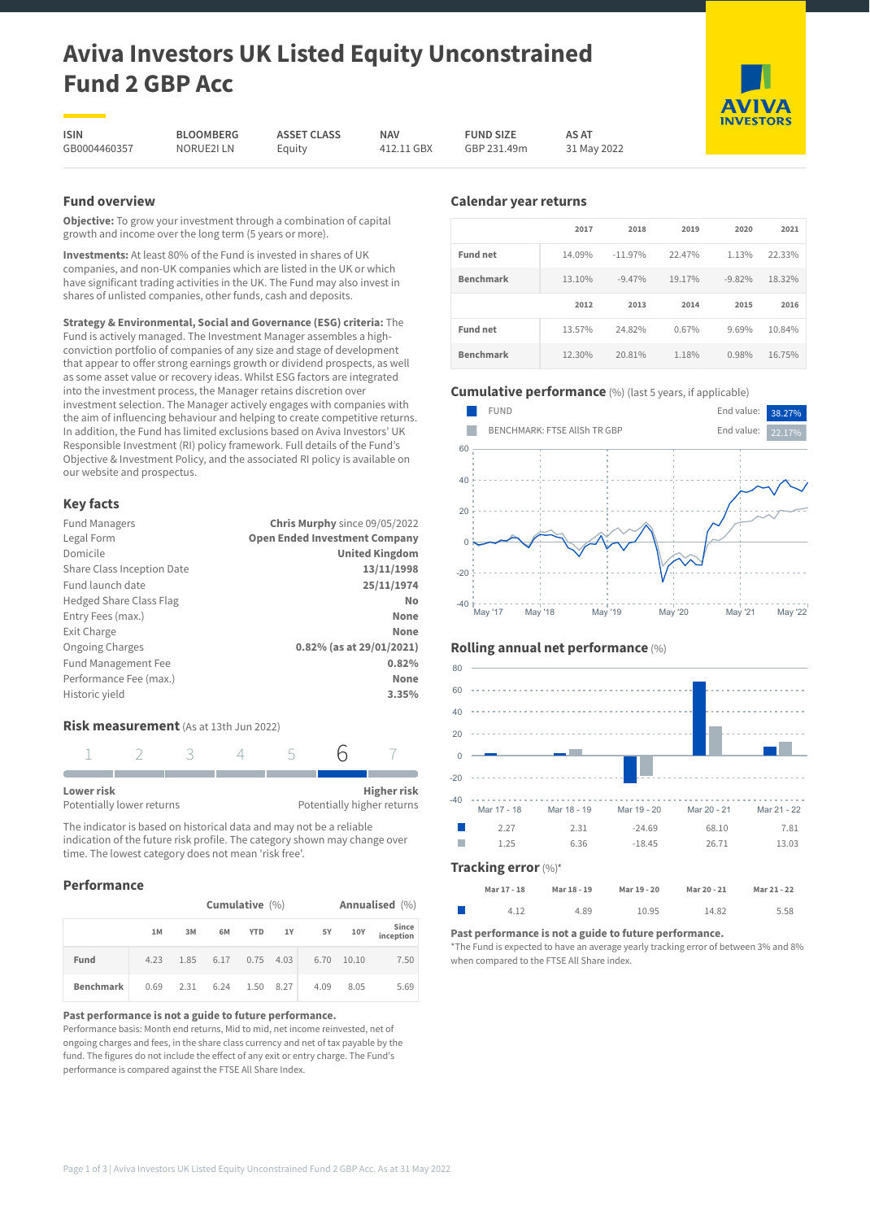# Aviva Investors UK Listed Equity Unconstrained Fund 2 GBP Acc

| ISIN | BLOOMBERG | ASSET CLASS | NAV | FUND SIZE | AS AT |
|---|---|---|---|---|---|
| GB0004460357 | NORUE2I LN | Equity | 412.11 GBX | GBP 231.49m | 31 May 2022 |

## Fund overview

**Objective:** To grow your investment through a combination of capital growth and income over the long term (5 years or more).

**Investments:** At least 80% of the Fund is invested in shares of UK companies, and non-UK companies which are listed in the UK or which have significant trading activities in the UK. The Fund may also invest in shares of unlisted companies, other funds, cash and deposits.

**Strategy & Environmental, Social and Governance (ESG) criteria:** The Fund is actively managed. The Investment Manager assembles a high-conviction portfolio of companies of any size and stage of development that appear to offer strong earnings growth or dividend prospects, as well as some asset value or recovery ideas. Whilst ESG factors are integrated into the investment process, the Manager retains discretion over investment selection. The Manager actively engages with companies with the aim of influencing behaviour and helping to create competitive returns. In addition, the Fund has limited exclusions based on Aviva Investors' UK Responsible Investment (RI) policy framework. Full details of the Fund's Objective & Investment Policy, and the associated RI policy is available on our website and prospectus.

## Key facts

| | |
|---|---|
| Fund Managers | **Chris Murphy** since 09/05/2022 |
| Legal Form | **Open Ended Investment Company** |
| Domicile | **United Kingdom** |
| Share Class Inception Date | **13/11/1998** |
| Fund launch date | **25/11/1974** |
| Hedged Share Class Flag | **No** |
| Entry Fees (max.) | **None** |
| Exit Charge | **None** |
| Ongoing Charges | **0.82% (as at 29/01/2021)** |
| Fund Management Fee | **0.82%** |
| Performance Fee (max.) | **None** |
| Historic yield | **3.35%** |

## Risk measurement (As at 13th Jun 2022)

1 2 3 4 5 **6** 7

**Lower risk** — Potentially lower returns

**Higher risk** — Potentially higher returns

The indicator is based on historical data and may not be a reliable indication of the future risk profile. The category shown may change over time. The lowest category does not mean 'risk free'.

## Performance

| | Cumulative (%) | | | | | Annualised (%) | | |
|---|---|---|---|---|---|---|---|---|
| | 1M | 3M | 6M | YTD | 1Y | 5Y | 10Y | Since inception |
| Fund | 4.23 | 1.85 | 6.17 | 0.75 | 4.03 | 6.70 | 10.10 | 7.50 |
| Benchmark | 0.69 | 2.31 | 6.24 | 1.50 | 8.27 | 4.09 | 8.05 | 5.69 |

**Past performance is not a guide to future performance.**

Performance basis: Month end returns, Mid to mid, net income reinvested, net of ongoing charges and fees, in the share class currency and net of tax payable by the fund. The figures do not include the effect of any exit or entry charge. The Fund's performance is compared against the FTSE All Share Index.

## Calendar year returns

| | 2017 | 2018 | 2019 | 2020 | 2021 |
|---|---|---|---|---|---|
| Fund net | 14.09% | -11.97% | 22.47% | 1.13% | 22.33% |
| Benchmark | 13.10% | -9.47% | 19.17% | -9.82% | 18.32% |
| | **2012** | **2013** | **2014** | **2015** | **2016** |
| Fund net | 13.57% | 24.82% | 0.67% | 9.69% | 10.84% |
| Benchmark | 12.30% | 20.81% | 1.18% | 0.98% | 16.75% |

## Cumulative performance (%) (last 5 years, if applicable)

FUND — End value: 38.27%

BENCHMARK: FTSE AllSh TR GBP — End value: 22.17%

## Rolling annual net performance (%)

| | Mar 17 - 18 | Mar 18 - 19 | Mar 19 - 20 | Mar 20 - 21 | Mar 21 - 22 |
|---|---|---|---|---|---|
| Fund | 2.27 | 2.31 | -24.69 | 68.10 | 7.81 |
| Benchmark | 1.25 | 6.36 | -18.45 | 26.71 | 13.03 |

## Tracking error (%)*

| | Mar 17 - 18 | Mar 18 - 19 | Mar 19 - 20 | Mar 20 - 21 | Mar 21 - 22 |
|---|---|---|---|---|---|
| Fund | 4.12 | 4.89 | 10.95 | 14.82 | 5.58 |

**Past performance is not a guide to future performance.**

*The Fund is expected to have an average yearly tracking error of between 3% and 8% when compared to the FTSE All Share index.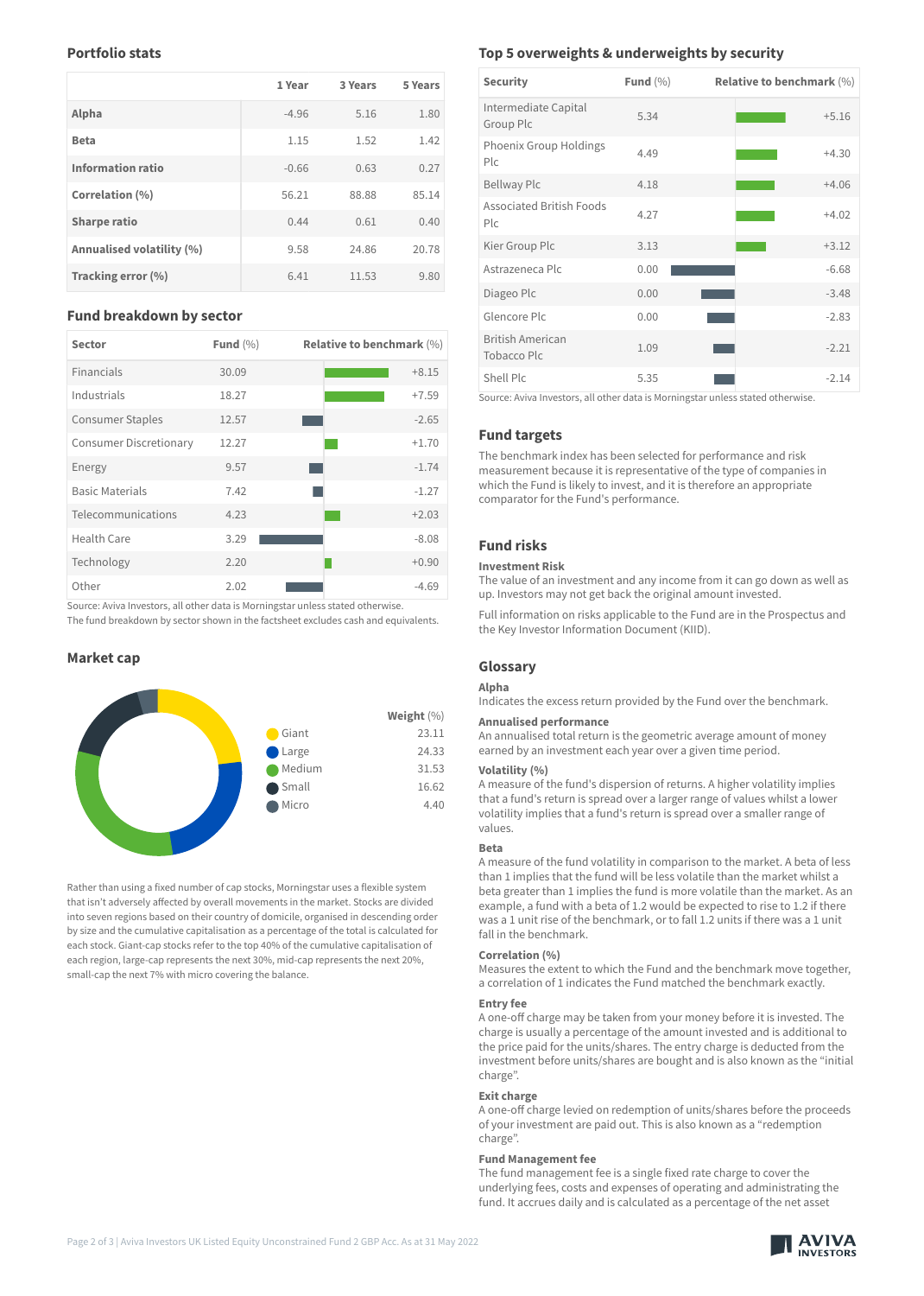## Portfolio stats

| | 1 Year | 3 Years | 5 Years |
|---|---|---|---|
| **Alpha** | -4.96 | 5.16 | 1.80 |
| **Beta** | 1.15 | 1.52 | 1.42 |
| **Information ratio** | -0.66 | 0.63 | 0.27 |
| **Correlation (%)** | 56.21 | 88.88 | 85.14 |
| **Sharpe ratio** | 0.44 | 0.61 | 0.40 |
| **Annualised volatility (%)** | 9.58 | 24.86 | 20.78 |
| **Tracking error (%)** | 6.41 | 11.53 | 9.80 |

## Fund breakdown by sector

| Sector | Fund (%) | Relative to benchmark (%) |
|---|---|---|
| Financials | 30.09 | +8.15 |
| Industrials | 18.27 | +7.59 |
| Consumer Staples | 12.57 | -2.65 |
| Consumer Discretionary | 12.27 | +1.70 |
| Energy | 9.57 | -1.74 |
| Basic Materials | 7.42 | -1.27 |
| Telecommunications | 4.23 | +2.03 |
| Health Care | 3.29 | -8.08 |
| Technology | 2.20 | +0.90 |
| Other | 2.02 | -4.69 |

Source: Aviva Investors, all other data is Morningstar unless stated otherwise.
The fund breakdown by sector shown in the factsheet excludes cash and equivalents.

## Market cap

| | Weight (%) |
|---|---|
| Giant | 23.11 |
| Large | 24.33 |
| Medium | 31.53 |
| Small | 16.62 |
| Micro | 4.40 |

Rather than using a fixed number of cap stocks, Morningstar uses a flexible system that isn't adversely affected by overall movements in the market. Stocks are divided into seven regions based on their country of domicile, organised in descending order by size and the cumulative capitalisation as a percentage of the total is calculated for each stock. Giant-cap stocks refer to the top 40% of the cumulative capitalisation of each region, large-cap represents the next 30%, mid-cap represents the next 20%, small-cap the next 7% with micro covering the balance.

## Top 5 overweights & underweights by security

| Security | Fund (%) | Relative to benchmark (%) |
|---|---|---|
| Intermediate Capital Group Plc | 5.34 | +5.16 |
| Phoenix Group Holdings Plc | 4.49 | +4.30 |
| Bellway Plc | 4.18 | +4.06 |
| Associated British Foods Plc | 4.27 | +4.02 |
| Kier Group Plc | 3.13 | +3.12 |
| Astrazeneca Plc | 0.00 | -6.68 |
| Diageo Plc | 0.00 | -3.48 |
| Glencore Plc | 0.00 | -2.83 |
| British American Tobacco Plc | 1.09 | -2.21 |
| Shell Plc | 5.35 | -2.14 |

Source: Aviva Investors, all other data is Morningstar unless stated otherwise.

## Fund targets

The benchmark index has been selected for performance and risk measurement because it is representative of the type of companies in which the Fund is likely to invest, and it is therefore an appropriate comparator for the Fund's performance.

## Fund risks

**Investment Risk**
The value of an investment and any income from it can go down as well as up. Investors may not get back the original amount invested.

Full information on risks applicable to the Fund are in the Prospectus and the Key Investor Information Document (KIID).

## Glossary

**Alpha**
Indicates the excess return provided by the Fund over the benchmark.

**Annualised performance**
An annualised total return is the geometric average amount of money earned by an investment each year over a given time period.

**Volatility (%)**
A measure of the fund's dispersion of returns. A higher volatility implies that a fund's return is spread over a larger range of values whilst a lower volatility implies that a fund's return is spread over a smaller range of values.

**Beta**
A measure of the fund volatility in comparison to the market. A beta of less than 1 implies that the fund will be less volatile than the market whilst a beta greater than 1 implies the fund is more volatile than the market. As an example, a fund with a beta of 1.2 would be expected to rise to 1.2 if there was a 1 unit rise of the benchmark, or to fall 1.2 units if there was a 1 unit fall in the benchmark.

**Correlation (%)**
Measures the extent to which the Fund and the benchmark move together, a correlation of 1 indicates the Fund matched the benchmark exactly.

**Entry fee**
A one-off charge may be taken from your money before it is invested. The charge is usually a percentage of the amount invested and is additional to the price paid for the units/shares. The entry charge is deducted from the investment before units/shares are bought and is also known as the "initial charge".

**Exit charge**
A one-off charge levied on redemption of units/shares before the proceeds of your investment are paid out. This is also known as a "redemption charge".

**Fund Management fee**
The fund management fee is a single fixed rate charge to cover the underlying fees, costs and expenses of operating and administrating the fund. It accrues daily and is calculated as a percentage of the net asset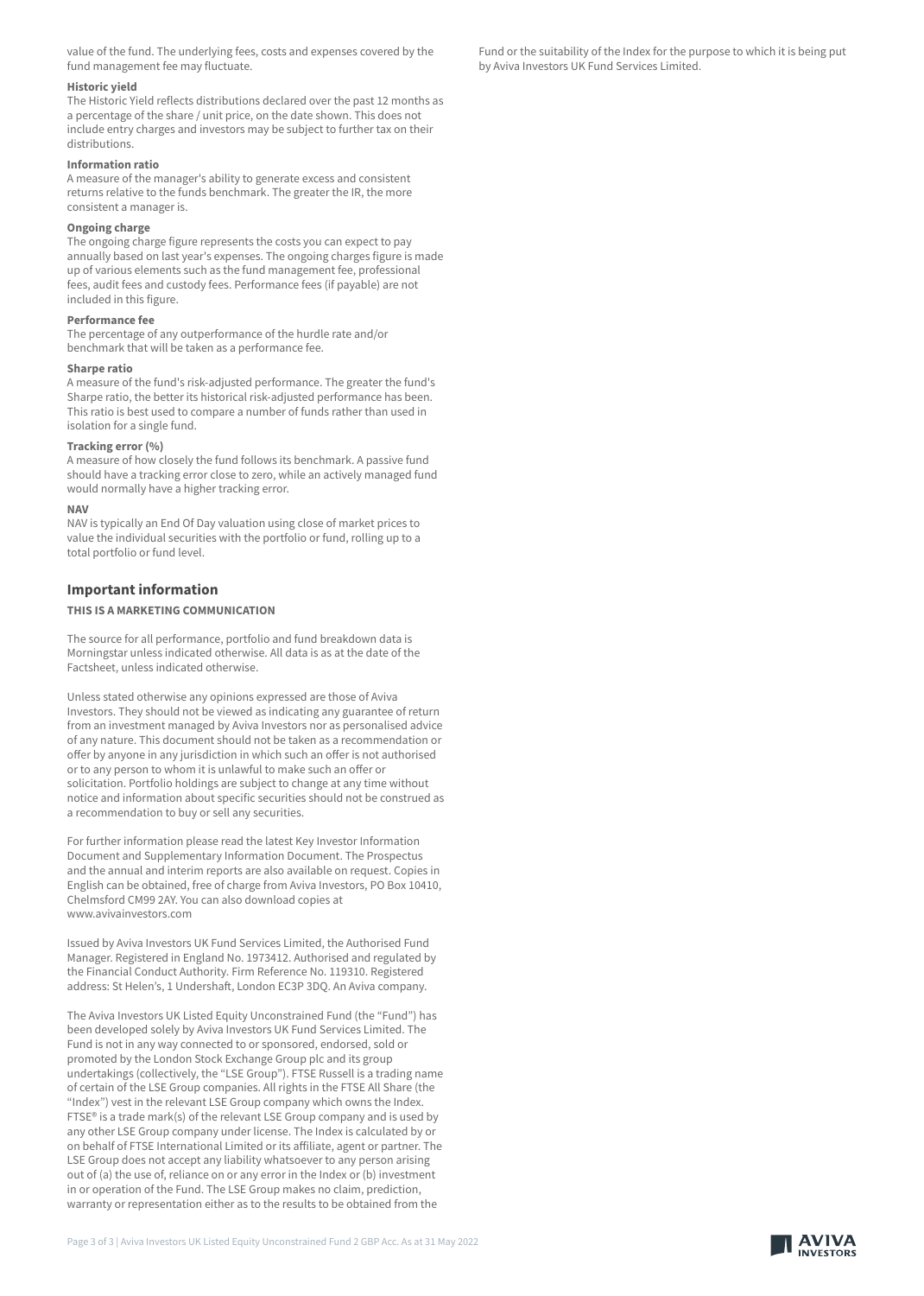value of the fund. The underlying fees, costs and expenses covered by the fund management fee may fluctuate.

#### Historic yield

The Historic Yield reflects distributions declared over the past 12 months as a percentage of the share / unit price, on the date shown. This does not include entry charges and investors may be subject to further tax on their distributions.

#### Information ratio

A measure of the manager's ability to generate excess and consistent returns relative to the funds benchmark. The greater the IR, the more consistent a manager is.

#### Ongoing charge

The ongoing charge figure represents the costs you can expect to pay annually based on last year's expenses. The ongoing charges figure is made up of various elements such as the fund management fee, professional fees, audit fees and custody fees. Performance fees (if payable) are not included in this figure.

#### Performance fee

The percentage of any outperformance of the hurdle rate and/or benchmark that will be taken as a performance fee.

#### Sharpe ratio

A measure of the fund's risk-adjusted performance. The greater the fund's Sharpe ratio, the better its historical risk-adjusted performance has been. This ratio is best used to compare a number of funds rather than used in isolation for a single fund.

#### Tracking error (%)

A measure of how closely the fund follows its benchmark. A passive fund should have a tracking error close to zero, while an actively managed fund would normally have a higher tracking error.

#### NAV

NAV is typically an End Of Day valuation using close of market prices to value the individual securities with the portfolio or fund, rolling up to a total portfolio or fund level.

## Important information

**THIS IS A MARKETING COMMUNICATION**

The source for all performance, portfolio and fund breakdown data is Morningstar unless indicated otherwise. All data is as at the date of the Factsheet, unless indicated otherwise.

Unless stated otherwise any opinions expressed are those of Aviva Investors. They should not be viewed as indicating any guarantee of return from an investment managed by Aviva Investors nor as personalised advice of any nature. This document should not be taken as a recommendation or offer by anyone in any jurisdiction in which such an offer is not authorised or to any person to whom it is unlawful to make such an offer or solicitation. Portfolio holdings are subject to change at any time without notice and information about specific securities should not be construed as a recommendation to buy or sell any securities.

For further information please read the latest Key Investor Information Document and Supplementary Information Document. The Prospectus and the annual and interim reports are also available on request. Copies in English can be obtained, free of charge from Aviva Investors, PO Box 10410, Chelmsford CM99 2AY. You can also download copies at www.avivainvestors.com

Issued by Aviva Investors UK Fund Services Limited, the Authorised Fund Manager. Registered in England No. 1973412. Authorised and regulated by the Financial Conduct Authority. Firm Reference No. 119310. Registered address: St Helen's, 1 Undershaft, London EC3P 3DQ. An Aviva company.

The Aviva Investors UK Listed Equity Unconstrained Fund (the "Fund") has been developed solely by Aviva Investors UK Fund Services Limited. The Fund is not in any way connected to or sponsored, endorsed, sold or promoted by the London Stock Exchange Group plc and its group undertakings (collectively, the "LSE Group"). FTSE Russell is a trading name of certain of the LSE Group companies. All rights in the FTSE All Share (the "Index") vest in the relevant LSE Group company which owns the Index. FTSE® is a trade mark(s) of the relevant LSE Group company and is used by any other LSE Group company under license. The Index is calculated by or on behalf of FTSE International Limited or its affiliate, agent or partner. The LSE Group does not accept any liability whatsoever to any person arising out of (a) the use of, reliance on or any error in the Index or (b) investment in or operation of the Fund. The LSE Group makes no claim, prediction, warranty or representation either as to the results to be obtained from the Fund or the suitability of the Index for the purpose to which it is being put by Aviva Investors UK Fund Services Limited.